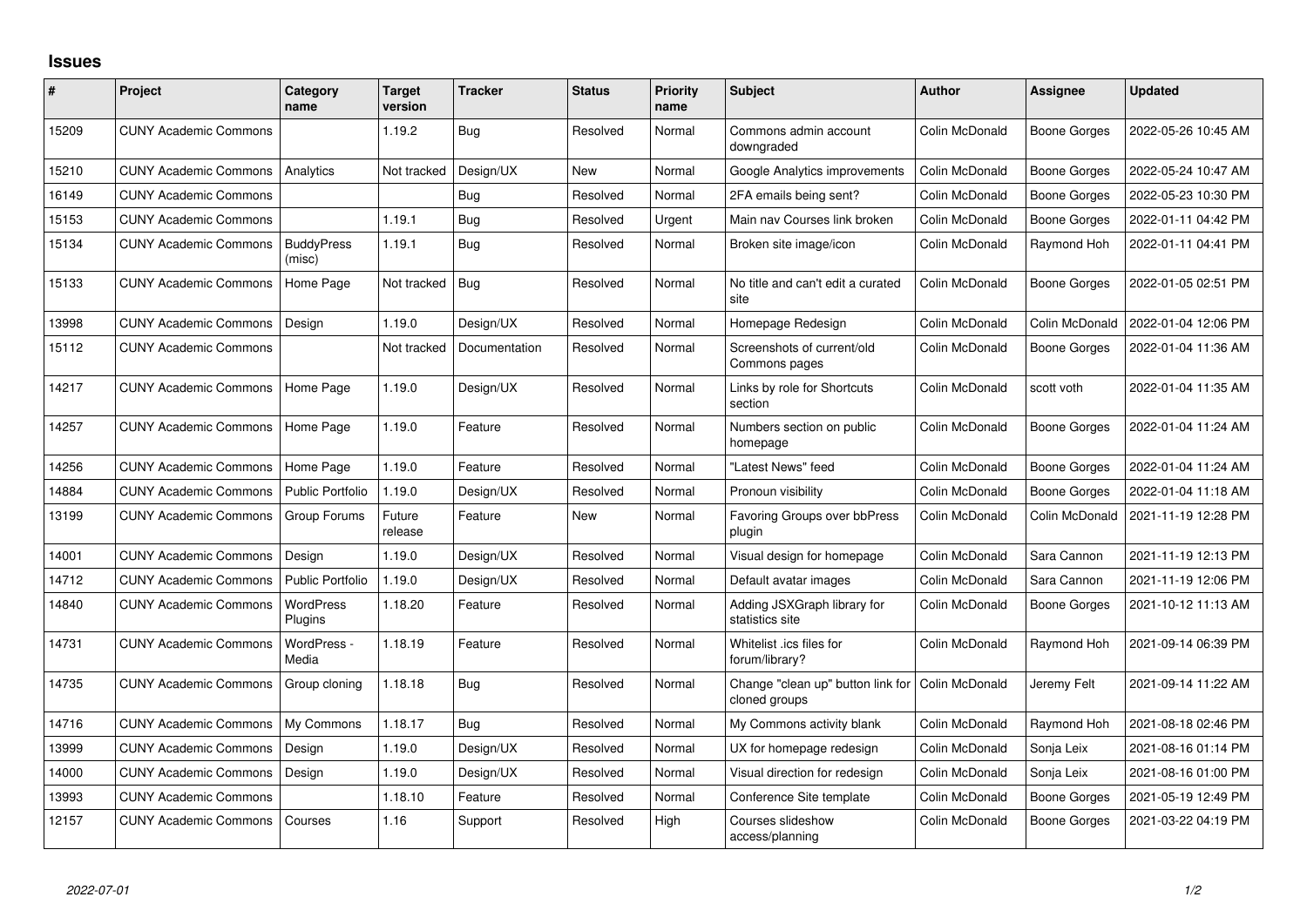# Issues

| # | Project | Category name | Target version | Tracker | Status | Priority name | Subject | Author | Assignee | Updated |
|---|---|---|---|---|---|---|---|---|---|---|
| 15209 | CUNY Academic Commons | | 1.19.2 | Bug | Resolved | Normal | Commons admin account downgraded | Colin McDonald | Boone Gorges | 2022-05-26 10:45 AM |
| 15210 | CUNY Academic Commons | Analytics | Not tracked | Design/UX | New | Normal | Google Analytics improvements | Colin McDonald | Boone Gorges | 2022-05-24 10:47 AM |
| 16149 | CUNY Academic Commons | | | Bug | Resolved | Normal | 2FA emails being sent? | Colin McDonald | Boone Gorges | 2022-05-23 10:30 PM |
| 15153 | CUNY Academic Commons | | 1.19.1 | Bug | Resolved | Urgent | Main nav Courses link broken | Colin McDonald | Boone Gorges | 2022-01-11 04:42 PM |
| 15134 | CUNY Academic Commons | BuddyPress (misc) | 1.19.1 | Bug | Resolved | Normal | Broken site image/icon | Colin McDonald | Raymond Hoh | 2022-01-11 04:41 PM |
| 15133 | CUNY Academic Commons | Home Page | Not tracked | Bug | Resolved | Normal | No title and can't edit a curated site | Colin McDonald | Boone Gorges | 2022-01-05 02:51 PM |
| 13998 | CUNY Academic Commons | Design | 1.19.0 | Design/UX | Resolved | Normal | Homepage Redesign | Colin McDonald | Colin McDonald | 2022-01-04 12:06 PM |
| 15112 | CUNY Academic Commons | | Not tracked | Documentation | Resolved | Normal | Screenshots of current/old Commons pages | Colin McDonald | Boone Gorges | 2022-01-04 11:36 AM |
| 14217 | CUNY Academic Commons | Home Page | 1.19.0 | Design/UX | Resolved | Normal | Links by role for Shortcuts section | Colin McDonald | scott voth | 2022-01-04 11:35 AM |
| 14257 | CUNY Academic Commons | Home Page | 1.19.0 | Feature | Resolved | Normal | Numbers section on public homepage | Colin McDonald | Boone Gorges | 2022-01-04 11:24 AM |
| 14256 | CUNY Academic Commons | Home Page | 1.19.0 | Feature | Resolved | Normal | "Latest News" feed | Colin McDonald | Boone Gorges | 2022-01-04 11:24 AM |
| 14884 | CUNY Academic Commons | Public Portfolio | 1.19.0 | Design/UX | Resolved | Normal | Pronoun visibility | Colin McDonald | Boone Gorges | 2022-01-04 11:18 AM |
| 13199 | CUNY Academic Commons | Group Forums | Future release | Feature | New | Normal | Favoring Groups over bbPress plugin | Colin McDonald | Colin McDonald | 2021-11-19 12:28 PM |
| 14001 | CUNY Academic Commons | Design | 1.19.0 | Design/UX | Resolved | Normal | Visual design for homepage | Colin McDonald | Sara Cannon | 2021-11-19 12:13 PM |
| 14712 | CUNY Academic Commons | Public Portfolio | 1.19.0 | Design/UX | Resolved | Normal | Default avatar images | Colin McDonald | Sara Cannon | 2021-11-19 12:06 PM |
| 14840 | CUNY Academic Commons | WordPress Plugins | 1.18.20 | Feature | Resolved | Normal | Adding JSXGraph library for statistics site | Colin McDonald | Boone Gorges | 2021-10-12 11:13 AM |
| 14731 | CUNY Academic Commons | WordPress - Media | 1.18.19 | Feature | Resolved | Normal | Whitelist .ics files for forum/library? | Colin McDonald | Raymond Hoh | 2021-09-14 06:39 PM |
| 14735 | CUNY Academic Commons | Group cloning | 1.18.18 | Bug | Resolved | Normal | Change "clean up" button link for cloned groups | Colin McDonald | Jeremy Felt | 2021-09-14 11:22 AM |
| 14716 | CUNY Academic Commons | My Commons | 1.18.17 | Bug | Resolved | Normal | My Commons activity blank | Colin McDonald | Raymond Hoh | 2021-08-18 02:46 PM |
| 13999 | CUNY Academic Commons | Design | 1.19.0 | Design/UX | Resolved | Normal | UX for homepage redesign | Colin McDonald | Sonja Leix | 2021-08-16 01:14 PM |
| 14000 | CUNY Academic Commons | Design | 1.19.0 | Design/UX | Resolved | Normal | Visual direction for redesign | Colin McDonald | Sonja Leix | 2021-08-16 01:00 PM |
| 13993 | CUNY Academic Commons | | 1.18.10 | Feature | Resolved | Normal | Conference Site template | Colin McDonald | Boone Gorges | 2021-05-19 12:49 PM |
| 12157 | CUNY Academic Commons | Courses | 1.16 | Support | Resolved | High | Courses slideshow access/planning | Colin McDonald | Boone Gorges | 2021-03-22 04:19 PM |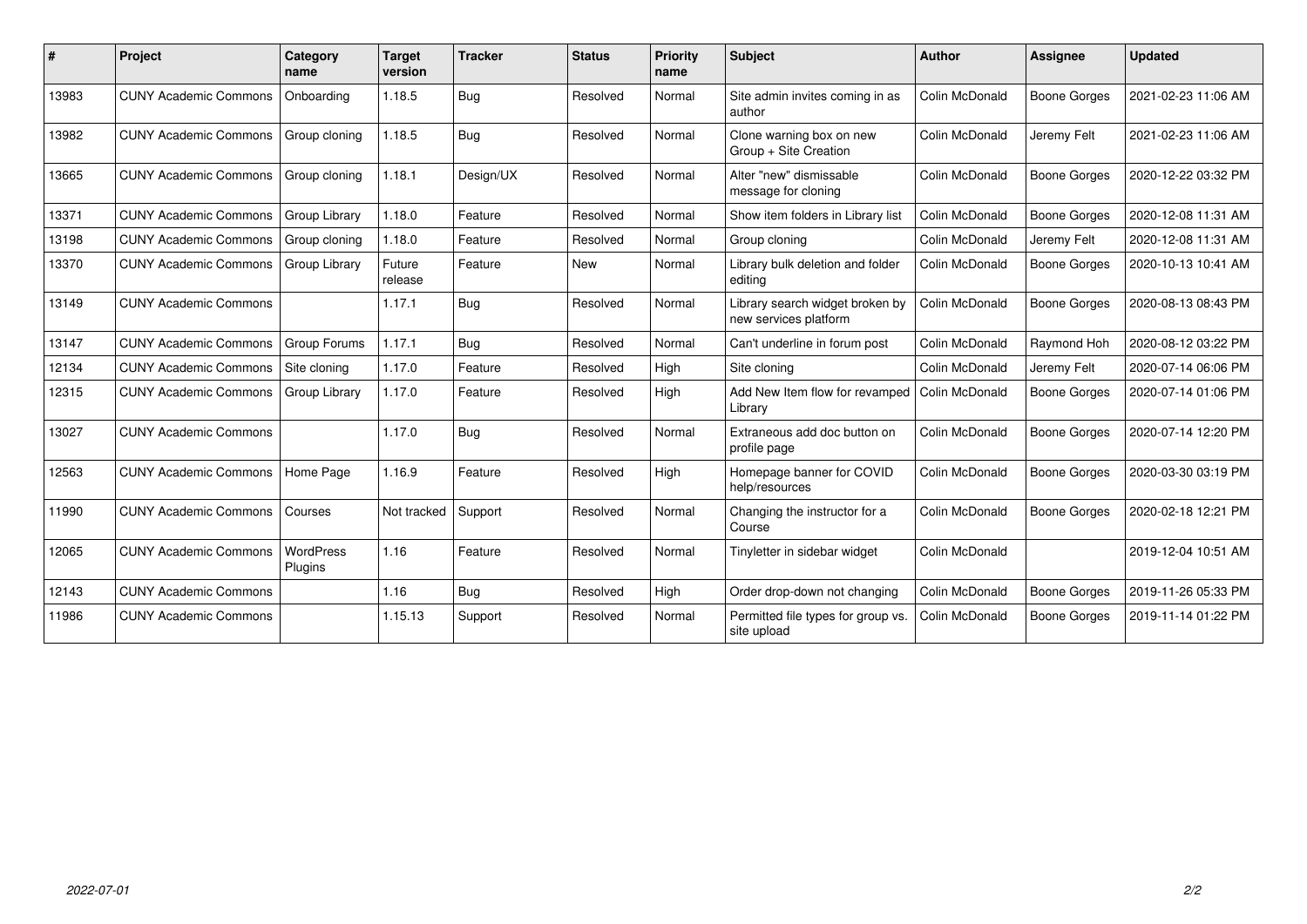| # | Project | Category name | Target version | Tracker | Status | Priority name | Subject | Author | Assignee | Updated |
|---|---|---|---|---|---|---|---|---|---|---|
| 13983 | CUNY Academic Commons | Onboarding | 1.18.5 | Bug | Resolved | Normal | Site admin invites coming in as author | Colin McDonald | Boone Gorges | 2021-02-23 11:06 AM |
| 13982 | CUNY Academic Commons | Group cloning | 1.18.5 | Bug | Resolved | Normal | Clone warning box on new Group + Site Creation | Colin McDonald | Jeremy Felt | 2021-02-23 11:06 AM |
| 13665 | CUNY Academic Commons | Group cloning | 1.18.1 | Design/UX | Resolved | Normal | Alter "new" dismissable message for cloning | Colin McDonald | Boone Gorges | 2020-12-22 03:32 PM |
| 13371 | CUNY Academic Commons | Group Library | 1.18.0 | Feature | Resolved | Normal | Show item folders in Library list | Colin McDonald | Boone Gorges | 2020-12-08 11:31 AM |
| 13198 | CUNY Academic Commons | Group cloning | 1.18.0 | Feature | Resolved | Normal | Group cloning | Colin McDonald | Jeremy Felt | 2020-12-08 11:31 AM |
| 13370 | CUNY Academic Commons | Group Library | Future release | Feature | New | Normal | Library bulk deletion and folder editing | Colin McDonald | Boone Gorges | 2020-10-13 10:41 AM |
| 13149 | CUNY Academic Commons | | 1.17.1 | Bug | Resolved | Normal | Library search widget broken by new services platform | Colin McDonald | Boone Gorges | 2020-08-13 08:43 PM |
| 13147 | CUNY Academic Commons | Group Forums | 1.17.1 | Bug | Resolved | Normal | Can't underline in forum post | Colin McDonald | Raymond Hoh | 2020-08-12 03:22 PM |
| 12134 | CUNY Academic Commons | Site cloning | 1.17.0 | Feature | Resolved | High | Site cloning | Colin McDonald | Jeremy Felt | 2020-07-14 06:06 PM |
| 12315 | CUNY Academic Commons | Group Library | 1.17.0 | Feature | Resolved | High | Add New Item flow for revamped Library | Colin McDonald | Boone Gorges | 2020-07-14 01:06 PM |
| 13027 | CUNY Academic Commons | | 1.17.0 | Bug | Resolved | Normal | Extraneous add doc button on profile page | Colin McDonald | Boone Gorges | 2020-07-14 12:20 PM |
| 12563 | CUNY Academic Commons | Home Page | 1.16.9 | Feature | Resolved | High | Homepage banner for COVID help/resources | Colin McDonald | Boone Gorges | 2020-03-30 03:19 PM |
| 11990 | CUNY Academic Commons | Courses | Not tracked | Support | Resolved | Normal | Changing the instructor for a Course | Colin McDonald | Boone Gorges | 2020-02-18 12:21 PM |
| 12065 | CUNY Academic Commons | WordPress Plugins | 1.16 | Feature | Resolved | Normal | Tinyletter in sidebar widget | Colin McDonald | | 2019-12-04 10:51 AM |
| 12143 | CUNY Academic Commons | | 1.16 | Bug | Resolved | High | Order drop-down not changing | Colin McDonald | Boone Gorges | 2019-11-26 05:33 PM |
| 11986 | CUNY Academic Commons | | 1.15.13 | Support | Resolved | Normal | Permitted file types for group vs. site upload | Colin McDonald | Boone Gorges | 2019-11-14 01:22 PM |